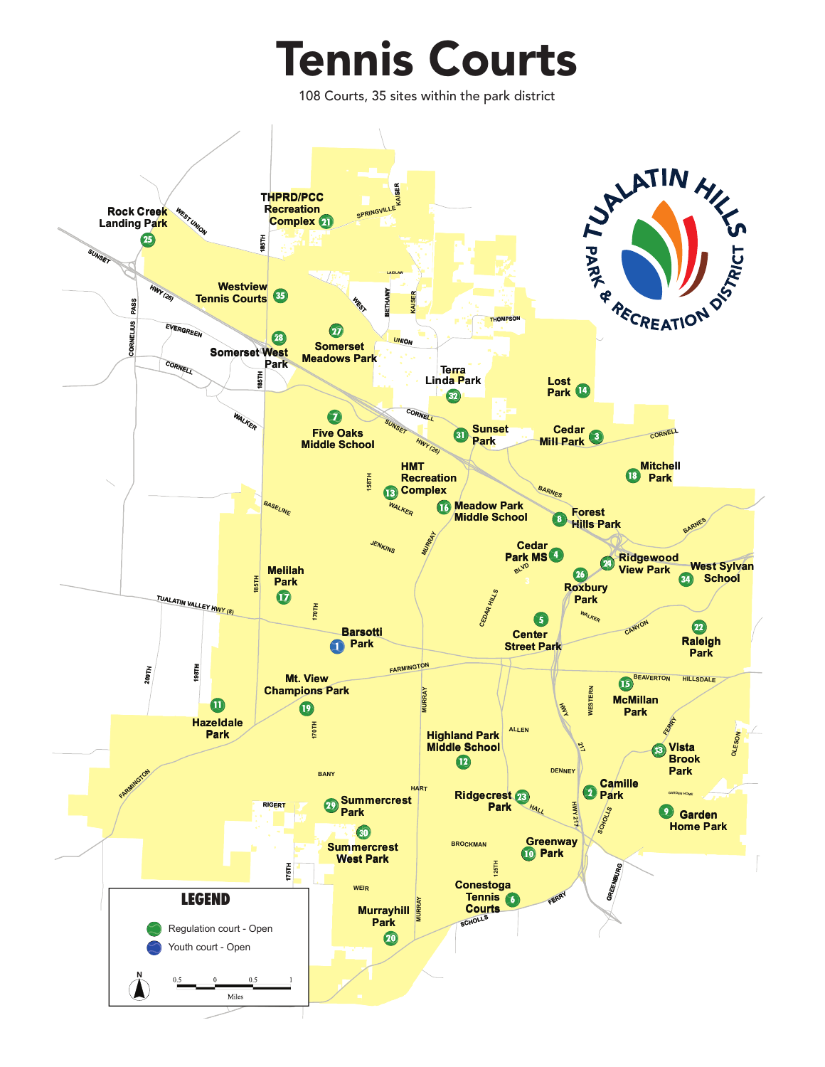# Tennis Courts

108 Courts, 35 sites within the park district

1. Barsotti Park
2. Camille Park
3. Cedar Mill Park
4. Cedar Park MS
5. Center Street Park
6. Conestoga Tennis Courts
7. Five Oaks Middle School
8. Forest Hills Park
9. Garden Home Park
10. Greenway Park
11. Hazeldale Park
12. Highland Park Middle School
13. HMT Recreation Complex
14. Lost Park
15. McMillan Park
16. Meadow Park Middle School
17. Melilah Park
18. Mitchell Park
19. Mt. View Champions Park
20. Murrayhill Park
21. THPRD/PCC Recreation Complex
22. Raleigh Park
23. Ridgecrest Park
24. Ridgewood View Park
25. Rock Creek Landing Park
26. Roxbury Park
27. Somerset Meadows Park
28. Somerset West Park
29. Summercrest Park
30. Summercrest West Park
31. Sunset Park
32. Terra Linda Park
33. Vista Brook Park
34. West Sylvan School
35. Westview Tennis Courts

**LEGEND**

- Regulation court - Open
- Youth court - Open

Miles: 0.5 0 0.5 1

Tualatin Hills Park & Recreation District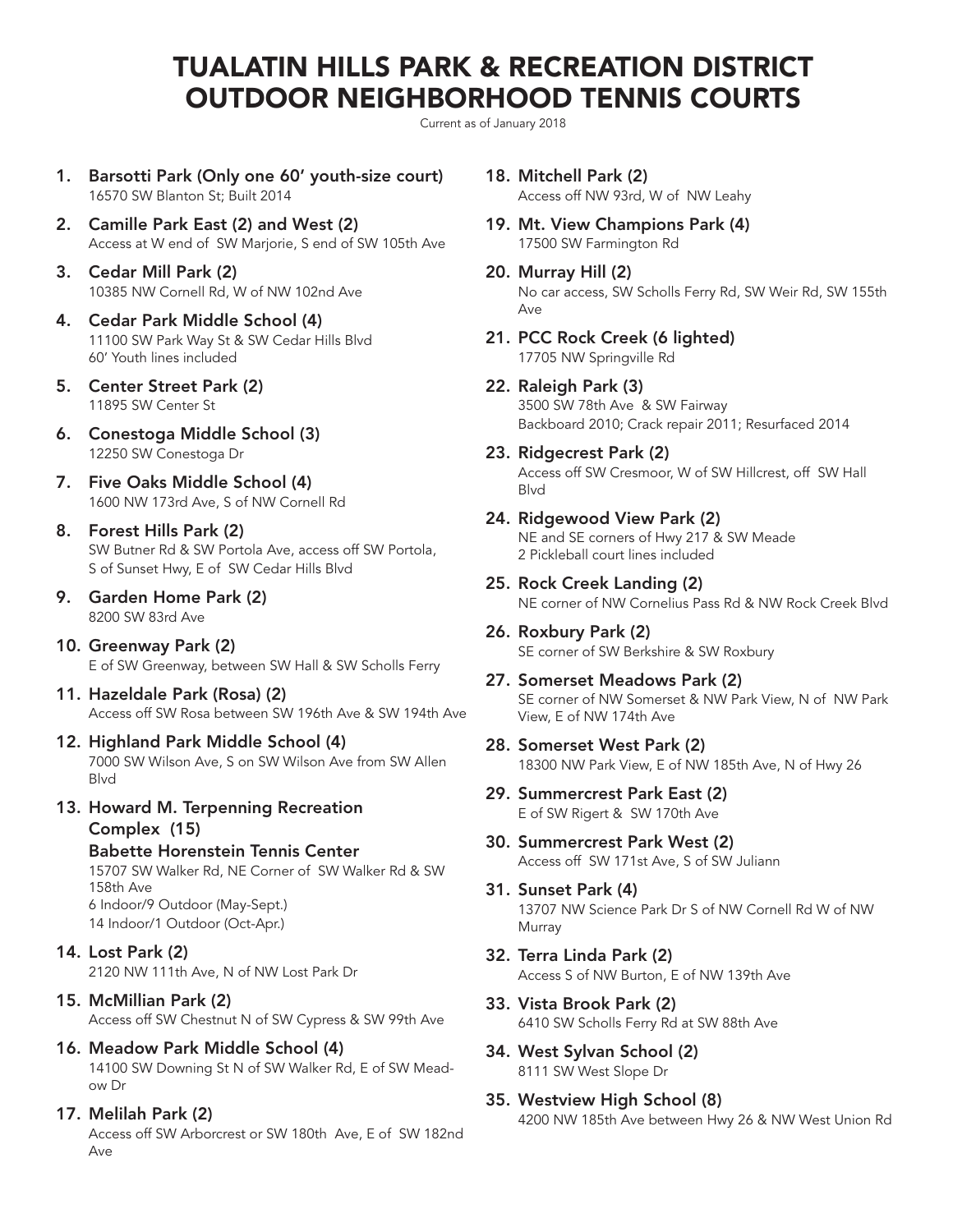# TUALATIN HILLS PARK & RECREATION DISTRICT OUTDOOR NEIGHBORHOOD TENNIS COURTS

Current as of January 2018

1. **Barsotti Park (Only one 60' youth-size court)**
   16570 SW Blanton St; Built 2014
2. **Camille Park East (2) and West (2)**
   Access at W end of SW Marjorie, S end of SW 105th Ave
3. **Cedar Mill Park (2)**
   10385 NW Cornell Rd, W of NW 102nd Ave
4. **Cedar Park Middle School (4)**
   11100 SW Park Way St & SW Cedar Hills Blvd
   60' Youth lines included
5. **Center Street Park (2)**
   11895 SW Center St
6. **Conestoga Middle School (3)**
   12250 SW Conestoga Dr
7. **Five Oaks Middle School (4)**
   1600 NW 173rd Ave, S of NW Cornell Rd
8. **Forest Hills Park (2)**
   SW Butner Rd & SW Portola Ave, access off SW Portola, S of Sunset Hwy, E of SW Cedar Hills Blvd
9. **Garden Home Park (2)**
   8200 SW 83rd Ave
10. **Greenway Park (2)**
    E of SW Greenway, between SW Hall & SW Scholls Ferry
11. **Hazeldale Park (Rosa) (2)**
    Access off SW Rosa between SW 196th Ave & SW 194th Ave
12. **Highland Park Middle School (4)**
    7000 SW Wilson Ave, S on SW Wilson Ave from SW Allen Blvd
13. **Howard M. Terpenning Recreation Complex (15)**
    **Babette Horenstein Tennis Center**
    15707 SW Walker Rd, NE Corner of SW Walker Rd & SW 158th Ave
    6 Indoor/9 Outdoor (May-Sept.)
    14 Indoor/1 Outdoor (Oct-Apr.)
14. **Lost Park (2)**
    2120 NW 111th Ave, N of NW Lost Park Dr
15. **McMillian Park (2)**
    Access off SW Chestnut N of SW Cypress & SW 99th Ave
16. **Meadow Park Middle School (4)**
    14100 SW Downing St N of SW Walker Rd, E of SW Meadow Dr
17. **Melilah Park (2)**
    Access off SW Arborcrest or SW 180th Ave, E of SW 182nd Ave
18. **Mitchell Park (2)**
    Access off NW 93rd, W of NW Leahy
19. **Mt. View Champions Park (4)**
    17500 SW Farmington Rd
20. **Murray Hill (2)**
    No car access, SW Scholls Ferry Rd, SW Weir Rd, SW 155th Ave
21. **PCC Rock Creek (6 lighted)**
    17705 NW Springville Rd
22. **Raleigh Park (3)**
    3500 SW 78th Ave & SW Fairway
    Backboard 2010; Crack repair 2011; Resurfaced 2014
23. **Ridgecrest Park (2)**
    Access off SW Cresmoor, W of SW Hillcrest, off SW Hall Blvd
24. **Ridgewood View Park (2)**
    NE and SE corners of Hwy 217 & SW Meade
    2 Pickleball court lines included
25. **Rock Creek Landing (2)**
    NE corner of NW Cornelius Pass Rd & NW Rock Creek Blvd
26. **Roxbury Park (2)**
    SE corner of SW Berkshire & SW Roxbury
27. **Somerset Meadows Park (2)**
    SE corner of NW Somerset & NW Park View, N of NW Park View, E of NW 174th Ave
28. **Somerset West Park (2)**
    18300 NW Park View, E of NW 185th Ave, N of Hwy 26
29. **Summercrest Park East (2)**
    E of SW Rigert & SW 170th Ave
30. **Summercrest Park West (2)**
    Access off SW 171st Ave, S of SW Juliann
31. **Sunset Park (4)**
    13707 NW Science Park Dr S of NW Cornell Rd W of NW Murray
32. **Terra Linda Park (2)**
    Access S of NW Burton, E of NW 139th Ave
33. **Vista Brook Park (2)**
    6410 SW Scholls Ferry Rd at SW 88th Ave
34. **West Sylvan School (2)**
    8111 SW West Slope Dr
35. **Westview High School (8)**
    4200 NW 185th Ave between Hwy 26 & NW West Union Rd